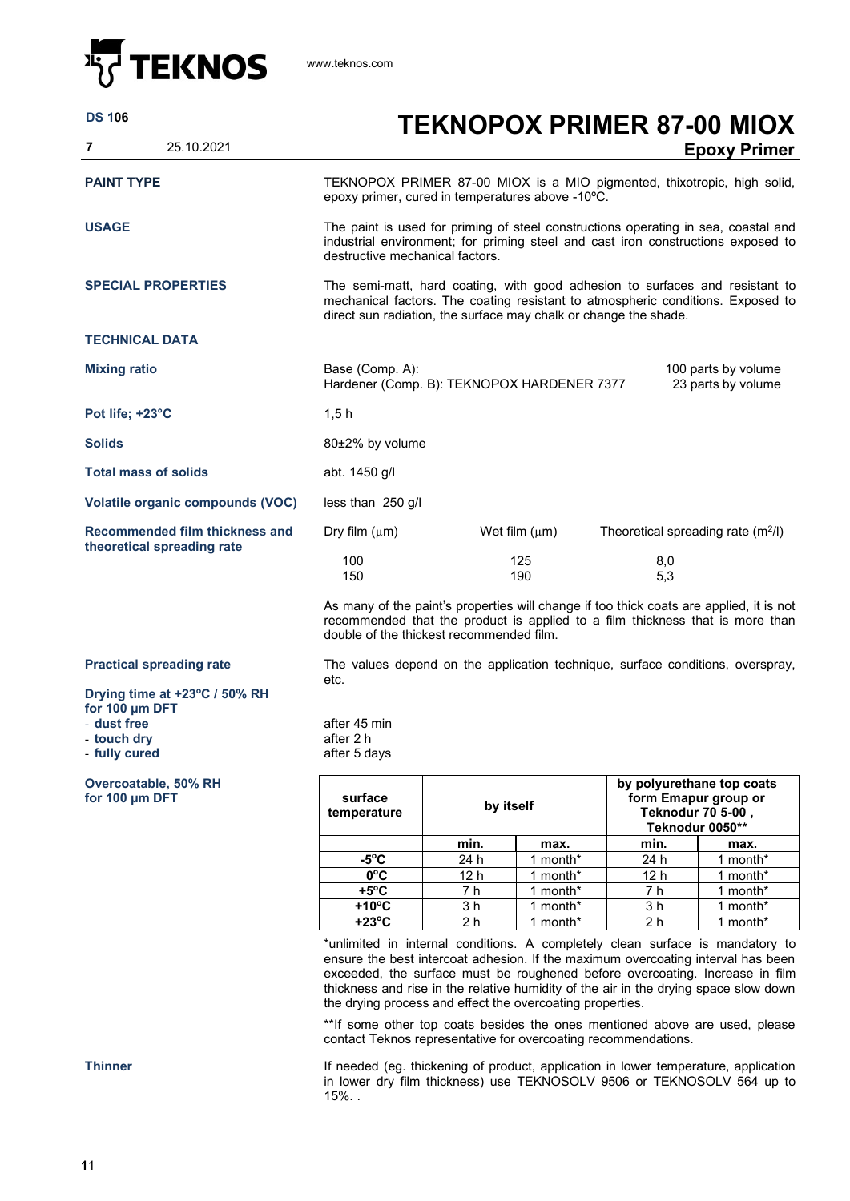**TEKNOS** www.teknos.com

**DS 106**
**7** 25.10.2021

# TEKNOPOX PRIMER 87-00 MIOX

## Epoxy Primer

**PAINT TYPE**

TEKNOPOX PRIMER 87-00 MIOX is a MIO pigmented, thixotropic, high solid, epoxy primer, cured in temperatures above -10ºC.

**USAGE**

The paint is used for priming of steel constructions operating in sea, coastal and industrial environment; for priming steel and cast iron constructions exposed to destructive mechanical factors.

**SPECIAL PROPERTIES**

The semi-matt, hard coating, with good adhesion to surfaces and resistant to mechanical factors. The coating resistant to atmospheric conditions. Exposed to direct sun radiation, the surface may chalk or change the shade.

## TECHNICAL DATA

**Mixing ratio**

Base (Comp. A): 100 parts by volume
Hardener (Comp. B): TEKNOPOX HARDENER 7377 23 parts by volume

**Pot life; +23°C**

1,5 h

**Solids**

80±2% by volume

**Total mass of solids**

abt. 1450 g/l

**Volatile organic compounds (VOC)**

less than 250 g/l

**Recommended film thickness and theoretical spreading rate**

| Dry film (µm) | Wet film (µm) | Theoretical spreading rate ($m^2$/l) |
|---|---|---|
| 100 | 125 | 8,0 |
| 150 | 190 | 5,3 |

As many of the paint's properties will change if too thick coats are applied, it is not recommended that the product is applied to a film thickness that is more than double of the thickest recommended film.

**Practical spreading rate**

The values depend on the application technique, surface conditions, overspray, etc.

**Drying time at +23ºC / 50% RH for 100 µm DFT**

- **dust free** after 45 min
- **touch dry** after 2 h
- **fully cured** after 5 days

**Overcoatable, 50% RH for 100 µm DFT**

| surface temperature | by itself | | by polyurethane top coats form Emapur group or Teknodur 70 5-00 , Teknodur 0050** | |
|---|---|---|---|---|
| | min. | max. | min. | max. |
| -5ºC | 24 h | 1 month* | 24 h | 1 month* |
| 0ºC | 12 h | 1 month* | 12 h | 1 month* |
| +5ºC | 7 h | 1 month* | 7 h | 1 month* |
| +10ºC | 3 h | 1 month* | 3 h | 1 month* |
| +23ºC | 2 h | 1 month* | 2 h | 1 month* |

*unlimited in internal conditions. A completely clean surface is mandatory to ensure the best intercoat adhesion. If the maximum overcoating interval has been exceeded, the surface must be roughened before overcoating. Increase in film thickness and rise in the relative humidity of the air in the drying space slow down the drying process and effect the overcoating properties.

**If some other top coats besides the ones mentioned above are used, please contact Teknos representative for overcoating recommendations.

**Thinner**

If needed (eg. thickening of product, application in lower temperature, application in lower dry film thickness) use TEKNOSOLV 9506 or TEKNOSOLV 564 up to 15%. .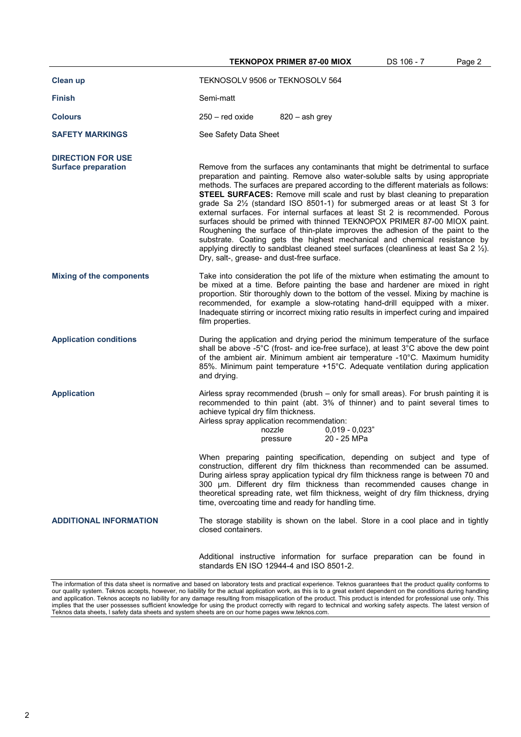**Clean up**

TEKNOSOLV 9506 or TEKNOSOLV 564

**Finish**

Semi-matt

**Colours**

250 – red oxide    820 – ash grey

**SAFETY MARKINGS**

See Safety Data Sheet

## DIRECTION FOR USE

**Surface preparation**

Remove from the surfaces any contaminants that might be detrimental to surface preparation and painting. Remove also water-soluble salts by using appropriate methods. The surfaces are prepared according to the different materials as follows: **STEEL SURFACES:** Remove mill scale and rust by blast cleaning to preparation grade Sa 2½ (standard ISO 8501-1) for submerged areas or at least St 3 for external surfaces. For internal surfaces at least St 2 is recommended. Porous surfaces should be primed with thinned TEKNOPOX PRIMER 87-00 MIOX paint. Roughening the surface of thin-plate improves the adhesion of the paint to the substrate. Coating gets the highest mechanical and chemical resistance by applying directly to sandblast cleaned steel surfaces (cleanliness at least Sa 2 ½). Dry, salt-, grease- and dust-free surface.

**Mixing of the components**

Take into consideration the pot life of the mixture when estimating the amount to be mixed at a time. Before painting the base and hardener are mixed in right proportion. Stir thoroughly down to the bottom of the vessel. Mixing by machine is recommended, for example a slow-rotating hand-drill equipped with a mixer. Inadequate stirring or incorrect mixing ratio results in imperfect curing and impaired film properties.

**Application conditions**

During the application and drying period the minimum temperature of the surface shall be above -5°C (frost- and ice-free surface), at least 3°C above the dew point of the ambient air. Minimum ambient air temperature -10°C. Maximum humidity 85%. Minimum paint temperature +15°C. Adequate ventilation during application and drying.

**Application**

Airless spray recommended (brush – only for small areas). For brush painting it is recommended to thin paint (abt. 3% of thinner) and to paint several times to achieve typical dry film thickness.

Airless spray application recommendation:

| | |
|---|---|
| nozzle | 0,019 - 0,023" |
| pressure | 20 - 25 MPa |

When preparing painting specification, depending on subject and type of construction, different dry film thickness than recommended can be assumed. During airless spray application typical dry film thickness range is between 70 and 300 µm. Different dry film thickness than recommended causes change in theoretical spreading rate, wet film thickness, weight of dry film thickness, drying time, overcoating time and ready for handling time.

## ADDITIONAL INFORMATION

The storage stability is shown on the label. Store in a cool place and in tightly closed containers.

Additional instructive information for surface preparation can be found in standards EN ISO 12944-4 and ISO 8501-2.

The information of this data sheet is normative and based on laboratory tests and practical experience. Teknos guarantees that the product quality conforms to our quality system. Teknos accepts, however, no liability for the actual application work, as this is to a great extent dependent on the conditions during handling and application. Teknos accepts no liability for any damage resulting from misapplication of the product. This product is intended for professional use only. This implies that the user possesses sufficient knowledge for using the product correctly with regard to technical and working safety aspects. The latest version of Teknos data sheets, I safety data sheets and system sheets are on our home pages www.teknos.com.